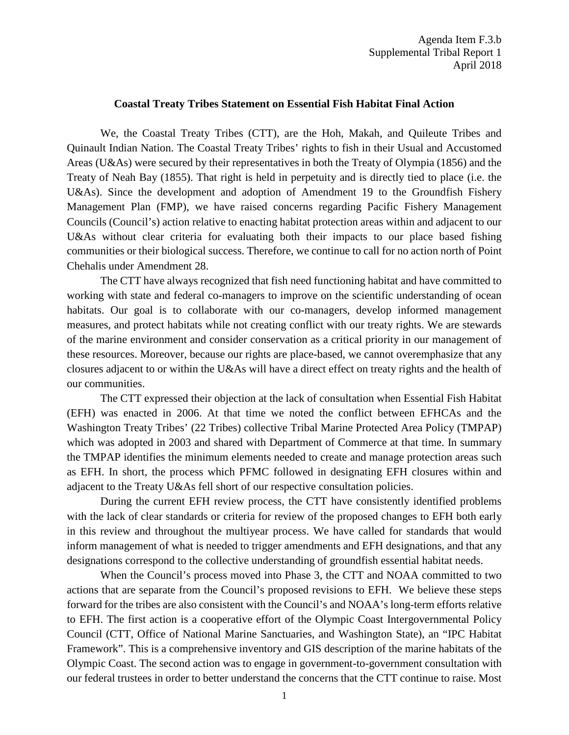Agenda Item F.3.b
Supplemental Tribal Report 1
April 2018

**Coastal Treaty Tribes Statement on Essential Fish Habitat Final Action**

We, the Coastal Treaty Tribes (CTT), are the Hoh, Makah, and Quileute Tribes and Quinault Indian Nation. The Coastal Treaty Tribes' rights to fish in their Usual and Accustomed Areas (U&As) were secured by their representatives in both the Treaty of Olympia (1856) and the Treaty of Neah Bay (1855). That right is held in perpetuity and is directly tied to place (i.e. the U&As). Since the development and adoption of Amendment 19 to the Groundfish Fishery Management Plan (FMP), we have raised concerns regarding Pacific Fishery Management Councils (Council's) action relative to enacting habitat protection areas within and adjacent to our U&As without clear criteria for evaluating both their impacts to our place based fishing communities or their biological success. Therefore, we continue to call for no action north of Point Chehalis under Amendment 28.

The CTT have always recognized that fish need functioning habitat and have committed to working with state and federal co-managers to improve on the scientific understanding of ocean habitats. Our goal is to collaborate with our co-managers, develop informed management measures, and protect habitats while not creating conflict with our treaty rights. We are stewards of the marine environment and consider conservation as a critical priority in our management of these resources. Moreover, because our rights are place-based, we cannot overemphasize that any closures adjacent to or within the U&As will have a direct effect on treaty rights and the health of our communities.

The CTT expressed their objection at the lack of consultation when Essential Fish Habitat (EFH) was enacted in 2006. At that time we noted the conflict between EFHCAs and the Washington Treaty Tribes' (22 Tribes) collective Tribal Marine Protected Area Policy (TMPAP) which was adopted in 2003 and shared with Department of Commerce at that time. In summary the TMPAP identifies the minimum elements needed to create and manage protection areas such as EFH. In short, the process which PFMC followed in designating EFH closures within and adjacent to the Treaty U&As fell short of our respective consultation policies.

During the current EFH review process, the CTT have consistently identified problems with the lack of clear standards or criteria for review of the proposed changes to EFH both early in this review and throughout the multiyear process. We have called for standards that would inform management of what is needed to trigger amendments and EFH designations, and that any designations correspond to the collective understanding of groundfish essential habitat needs.

When the Council's process moved into Phase 3, the CTT and NOAA committed to two actions that are separate from the Council's proposed revisions to EFH. We believe these steps forward for the tribes are also consistent with the Council's and NOAA's long-term efforts relative to EFH. The first action is a cooperative effort of the Olympic Coast Intergovernmental Policy Council (CTT, Office of National Marine Sanctuaries, and Washington State), an "IPC Habitat Framework". This is a comprehensive inventory and GIS description of the marine habitats of the Olympic Coast. The second action was to engage in government-to-government consultation with our federal trustees in order to better understand the concerns that the CTT continue to raise. Most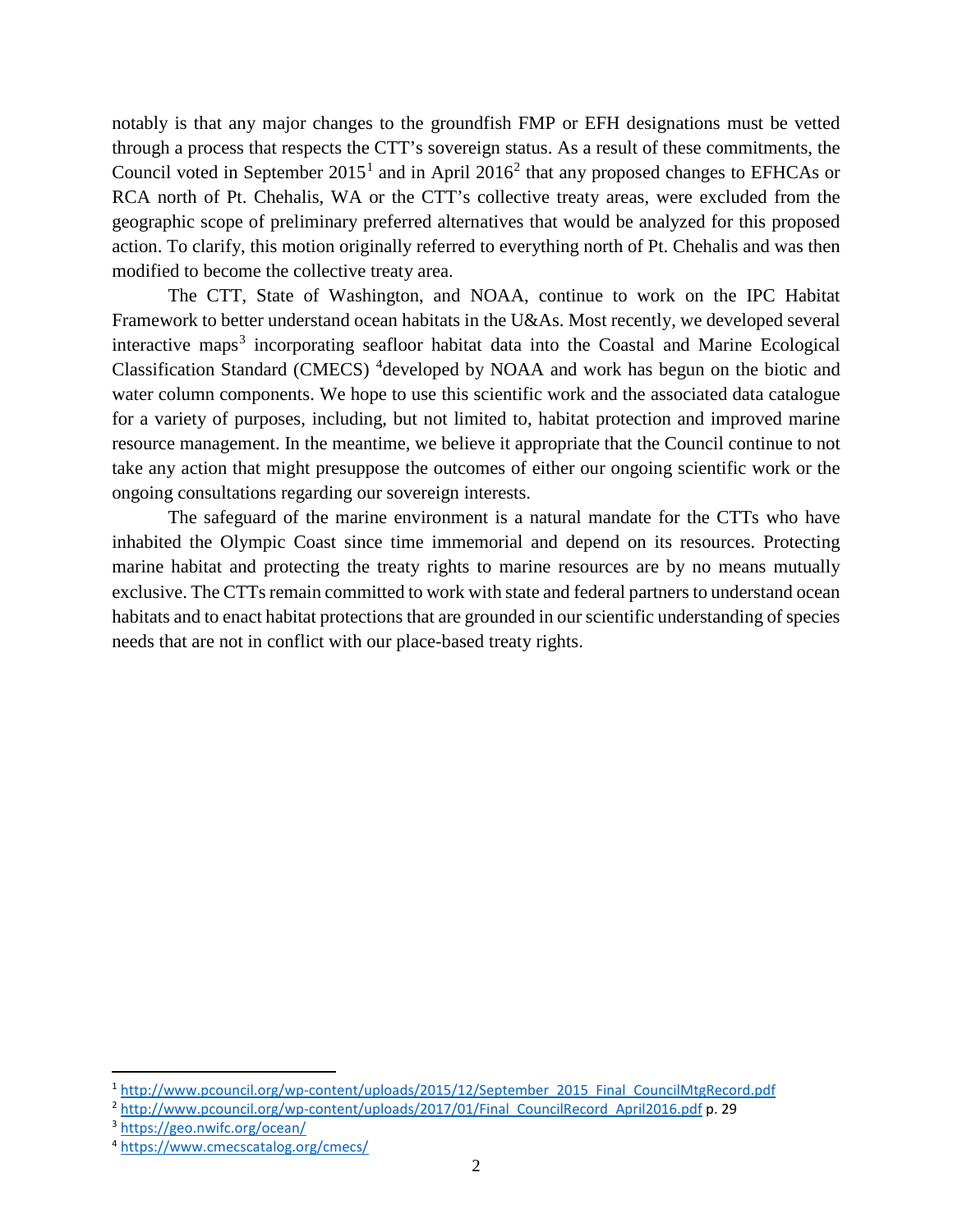notably is that any major changes to the groundfish FMP or EFH designations must be vetted through a process that respects the CTT's sovereign status. As a result of these commitments, the Council voted in September 2015[1] and in April 2016[2] that any proposed changes to EFHCAs or RCA north of Pt. Chehalis, WA or the CTT's collective treaty areas, were excluded from the geographic scope of preliminary preferred alternatives that would be analyzed for this proposed action. To clarify, this motion originally referred to everything north of Pt. Chehalis and was then modified to become the collective treaty area.

The CTT, State of Washington, and NOAA, continue to work on the IPC Habitat Framework to better understand ocean habitats in the U&As. Most recently, we developed several interactive maps[3] incorporating seafloor habitat data into the Coastal and Marine Ecological Classification Standard (CMECS) [4]developed by NOAA and work has begun on the biotic and water column components. We hope to use this scientific work and the associated data catalogue for a variety of purposes, including, but not limited to, habitat protection and improved marine resource management. In the meantime, we believe it appropriate that the Council continue to not take any action that might presuppose the outcomes of either our ongoing scientific work or the ongoing consultations regarding our sovereign interests.

The safeguard of the marine environment is a natural mandate for the CTTs who have inhabited the Olympic Coast since time immemorial and depend on its resources. Protecting marine habitat and protecting the treaty rights to marine resources are by no means mutually exclusive. The CTTs remain committed to work with state and federal partners to understand ocean habitats and to enact habitat protections that are grounded in our scientific understanding of species needs that are not in conflict with our place-based treaty rights.

---

[1] http://www.pcouncil.org/wp-content/uploads/2015/12/September_2015_Final_CouncilMtgRecord.pdf

[2] http://www.pcouncil.org/wp-content/uploads/2017/01/Final_CouncilRecord_April2016.pdf p. 29

[3] https://geo.nwifc.org/ocean/

[4] https://www.cmecscatalog.org/cmecs/